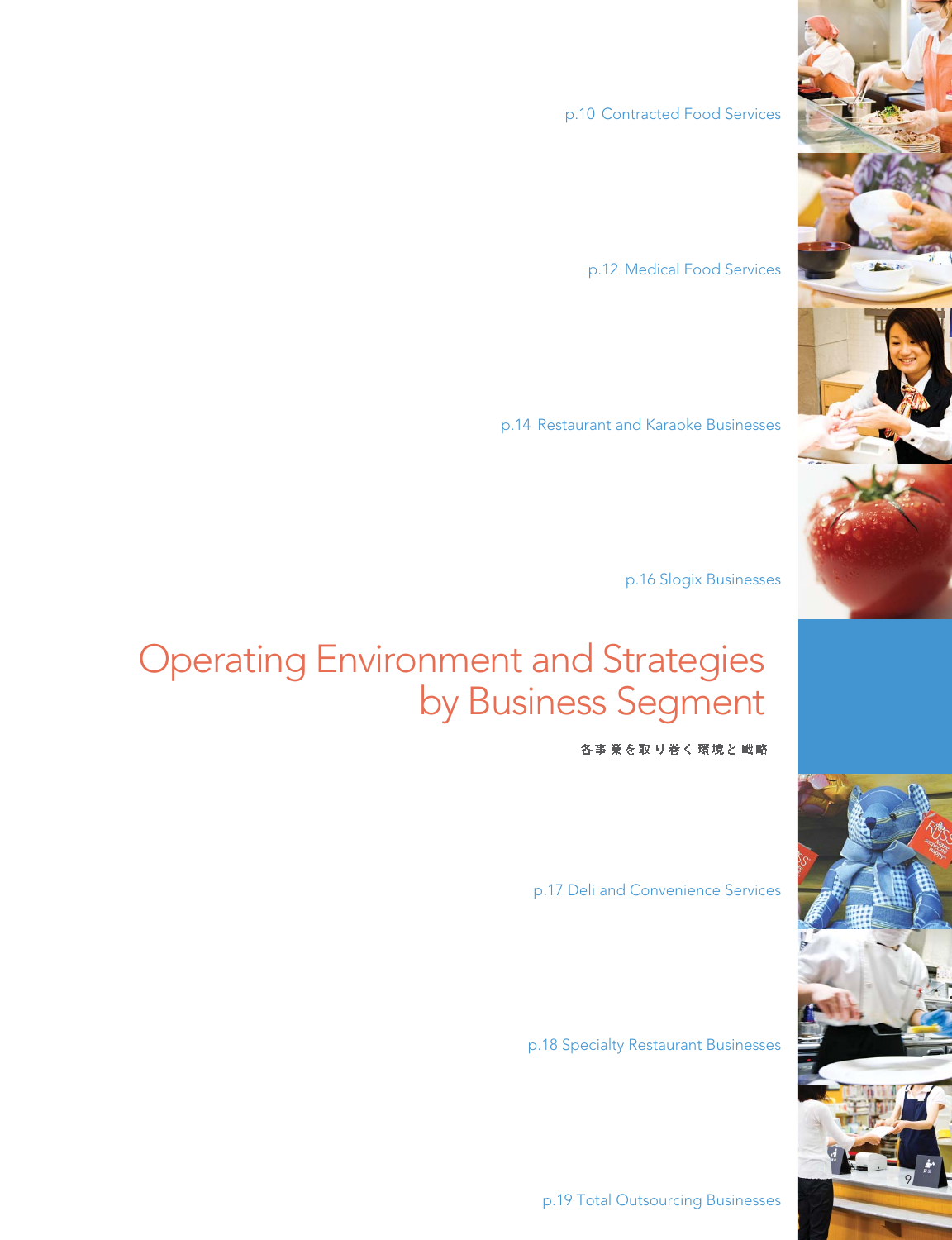p.10 Contracted Food Services

p.12 Medical Food Services

p.14 Restaurant and Karaoke Businesses

p.16 Slogix Businesses

# Operating Environment and Strategies by Business Segment

各事業を取り巻く環境と戦略

p.17 Deli and Convenience Services

p.18 Specialty Restaurant Businesses

p.19 Total Outsourcing Businesses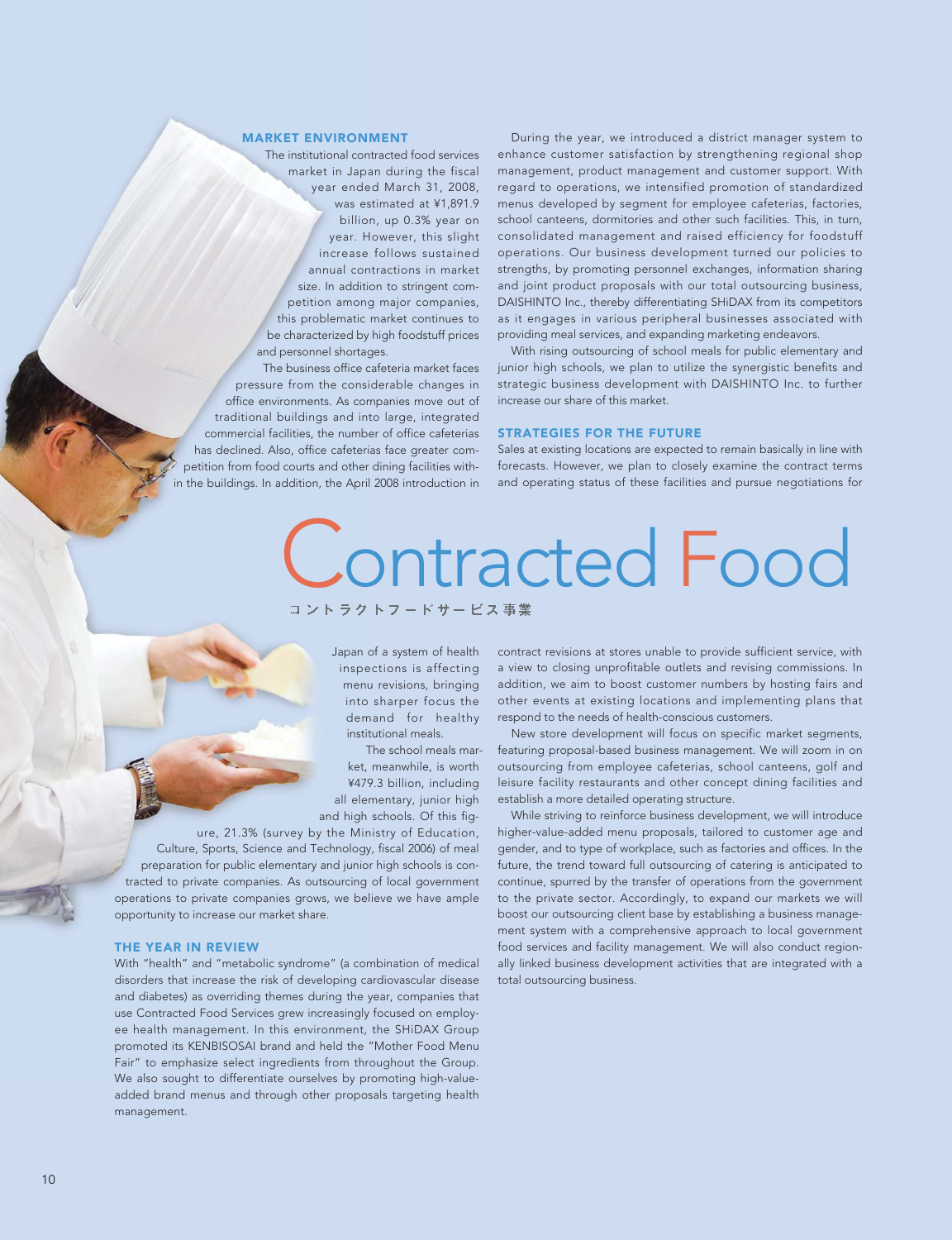# Contracted Food

コントラクトフードサービス事業

## MARKET ENVIRONMENT

The institutional contracted food services market in Japan during the fiscal year ended March 31, 2008, was estimated at ¥1,891.9 billion, up 0.3% year on year. However, this slight increase follows sustained annual contractions in market size. In addition to stringent competition among major companies, this problematic market continues to be characterized by high foodstuff prices and personnel shortages.

The business office cafeteria market faces pressure from the considerable changes in office environments. As companies move out of traditional buildings and into large, integrated commercial facilities, the number of office cafeterias has declined. Also, office cafeterias face greater competition from food courts and other dining facilities within the buildings. In addition, the April 2008 introduction in Japan of a system of health inspections is affecting menu revisions, bringing into sharper focus the demand for healthy institutional meals.

The school meals market, meanwhile, is worth ¥479.3 billion, including all elementary, junior high and high schools. Of this figure, 21.3% (survey by the Ministry of Education, Culture, Sports, Science and Technology, fiscal 2006) of meal preparation for public elementary and junior high schools is contracted to private companies. As outsourcing of local government operations to private companies grows, we believe we have ample opportunity to increase our market share.

## THE YEAR IN REVIEW

With "health" and "metabolic syndrome" (a combination of medical disorders that increase the risk of developing cardiovascular disease and diabetes) as overriding themes during the year, companies that use Contracted Food Services grew increasingly focused on employee health management. In this environment, the SHiDAX Group promoted its KENBISOSAI brand and held the "Mother Food Menu Fair" to emphasize select ingredients from throughout the Group. We also sought to differentiate ourselves by promoting high-value-added brand menus and through other proposals targeting health management.

During the year, we introduced a district manager system to enhance customer satisfaction by strengthening regional shop management, product management and customer support. With regard to operations, we intensified promotion of standardized menus developed by segment for employee cafeterias, factories, school canteens, dormitories and other such facilities. This, in turn, consolidated management and raised efficiency for foodstuff operations. Our business development turned our policies to strengths, by promoting personnel exchanges, information sharing and joint product proposals with our total outsourcing business, DAISHINTO Inc., thereby differentiating SHiDAX from its competitors as it engages in various peripheral businesses associated with providing meal services, and expanding marketing endeavors.

With rising outsourcing of school meals for public elementary and junior high schools, we plan to utilize the synergistic benefits and strategic business development with DAISHINTO Inc. to further increase our share of this market.

## STRATEGIES FOR THE FUTURE

Sales at existing locations are expected to remain basically in line with forecasts. However, we plan to closely examine the contract terms and operating status of these facilities and pursue negotiations for contract revisions at stores unable to provide sufficient service, with a view to closing unprofitable outlets and revising commissions. In addition, we aim to boost customer numbers by hosting fairs and other events at existing locations and implementing plans that respond to the needs of health-conscious customers.

New store development will focus on specific market segments, featuring proposal-based business management. We will zoom in on outsourcing from employee cafeterias, school canteens, golf and leisure facility restaurants and other concept dining facilities and establish a more detailed operating structure.

While striving to reinforce business development, we will introduce higher-value-added menu proposals, tailored to customer age and gender, and to type of workplace, such as factories and offices. In the future, the trend toward full outsourcing of catering is anticipated to continue, spurred by the transfer of operations from the government to the private sector. Accordingly, to expand our markets we will boost our outsourcing client base by establishing a business management system with a comprehensive approach to local government food services and facility management. We will also conduct regionally linked business development activities that are integrated with a total outsourcing business.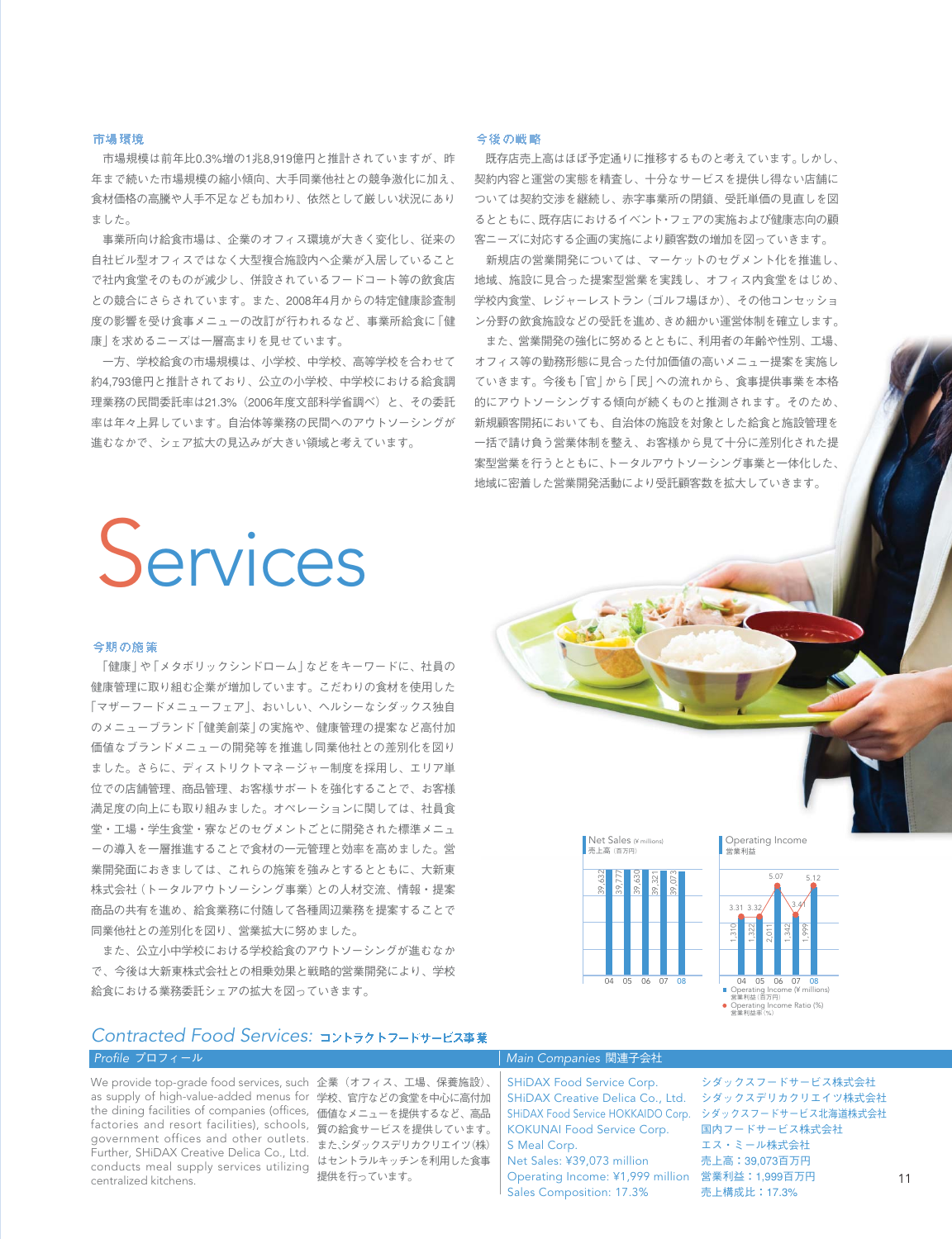## 市場環境

市場規模は前年比0.3%増の1兆8,919億円と推計されていますが、昨年まで続いた市場規模の縮小傾向、大手同業他社との競争激化に加え、食材価格の高騰や人手不足なども加わり、依然として厳しい状況にありました。

事業所向け給食市場は、企業のオフィス環境が大きく変化し、従来の自社ビル型オフィスではなく大型複合施設内へ企業が入居していることで社内食堂そのものが減少し、併設されているフードコート等の飲食店との競合にさらされています。また、2008年4月からの特定健康診査制度の影響を受け食事メニューの改訂が行われるなど、事業所給食に「健康」を求めるニーズは一層高まりを見せています。

一方、学校給食の市場規模は、小学校、中学校、高等学校を合わせて約4,793億円と推計されており、公立の小学校、中学校における給食調理業務の民間委託率は21.3%（2006年度文部科学省調べ）と、その委託率は年々上昇しています。自治体等業務の民間へのアウトソーシングが進むなかで、シェア拡大の見込みが大きい領域と考えています。

## 今後の戦略

既存店売上高はほぼ予定通りに推移するものと考えています。しかし、契約内容と運営の実態を精査し、十分なサービスを提供し得ない店舗については契約交渉を継続し、赤字事業所の閉鎖、受託単価の見直しを図るとともに、既存店におけるイベント・フェアの実施および健康志向の顧客ニーズに対応する企画の実施により顧客数の増加を図っていきます。

新規店の営業開発については、マーケットのセグメント化を推進し、地域、施設に見合った提案型営業を実践し、オフィス内食堂をはじめ、学校内食堂、レジャーレストラン（ゴルフ場ほか）、その他コンセッション分野の飲食施設などの受託を進め、きめ細かい運営体制を確立します。

また、営業開発の強化に努めるとともに、利用者の年齢や性別、工場、オフィス等の勤務形態に見合った付加価値の高いメニュー提案を実施していきます。今後も「官」から「民」への流れから、食事提供事業を本格的にアウトソーシングする傾向が続くものと推測されます。そのため、新規顧客開拓においても、自治体の施設を対象とした給食と施設管理を一括で請け負う営業体制を整え、お客様から見て十分に差別化された提案型営業を行うとともに、トータルアウトソーシング事業と一体化した、地域に密着した営業開発活動により受託顧客数を拡大していきます。

# Services

## 今期の施策

「健康」や「メタボリックシンドローム」などをキーワードに、社員の健康管理に取り組む企業が増加しています。こだわりの食材を使用した「マザーフードメニューフェア」、おいしい、ヘルシーなシダックス独自のメニューブランド「健美創菜」の実施や、健康管理の提案など高付加価値なブランドメニューの開発等を推進し同業他社との差別化を図りました。さらに、ディストリクトマネージャー制度を採用し、エリア単位での店舗管理、商品管理、お客様サポートを強化することで、お客様満足度の向上にも取り組みました。オペレーションに関しては、社員食堂・工場・学生食堂・寮などのセグメントごとに開発された標準メニューの導入を一層推進することで食材の一元管理と効率を高めました。営業開発面におきましては、これらの施策を強みとするとともに、大新東株式会社（トータルアウトソーシング事業）との人材交流、情報・提案商品の共有を進め、給食業務に付随して各種周辺業務を提案することで同業他社との差別化を図り、営業拡大に努めました。

また、公立小中学校における学校給食のアウトソーシングが進むなかで、今後は大新東株式会社との相乗効果と戦略的営業開発により、学校給食における業務委託シェアの拡大を図っていきます。

**Net Sales** (¥ millions) 売上高（百万円）

| | 04 | 05 | 06 | 07 | 08 |
|---|---|---|---|---|---|
| Net Sales | 39,632 | 39,777 | 39,630 | 39,321 | 39,073 |

**Operating Income** 営業利益

| | 04 | 05 | 06 | 07 | 08 |
|---|---|---|---|---|---|
| Operating Income (¥ millions) 営業利益（百万円） | 1,310 | 1,322 | 2,011 | 1,342 | 1,999 |
| Operating Income Ratio (%) 営業利益率（%） | 3.31 | 3.32 | 5.07 | 3.41 | 5.12 |

## *Contracted Food Services:* コントラクトフードサービス事業

### *Profile* プロフィール

We provide top-grade food services, such as supply of high-value-added menus for the dining facilities of companies (offices, factories and resort facilities), schools, government offices and other outlets. Further, SHiDAX Creative Delica Co., Ltd. conducts meal supply services utilizing centralized kitchens.

企業（オフィス、工場、保養施設）、学校、官庁などの食堂を中心に高付加価値なメニューを提供するなど、高品質の給食サービスを提供しています。また、シダックスデリカクリエイツ（株）はセントラルキッチンを利用した食事提供を行っています。

### *Main Companies* 関連子会社

| | |
|---|---|
| SHiDAX Food Service Corp. | シダックスフードサービス株式会社 |
| SHiDAX Creative Delica Co., Ltd. | シダックスデリカクリエイツ株式会社 |
| SHiDAX Food Service HOKKAIDO Corp. | シダックスフードサービス北海道株式会社 |
| KOKUNAI Food Service Corp. | 国内フードサービス株式会社 |
| S Meal Corp. | エス・ミール株式会社 |
| Net Sales: ¥39,073 million | 売上高：39,073百万円 |
| Operating Income: ¥1,999 million | 営業利益：1,999百万円 |
| Sales Composition: 17.3% | 売上構成比：17.3% |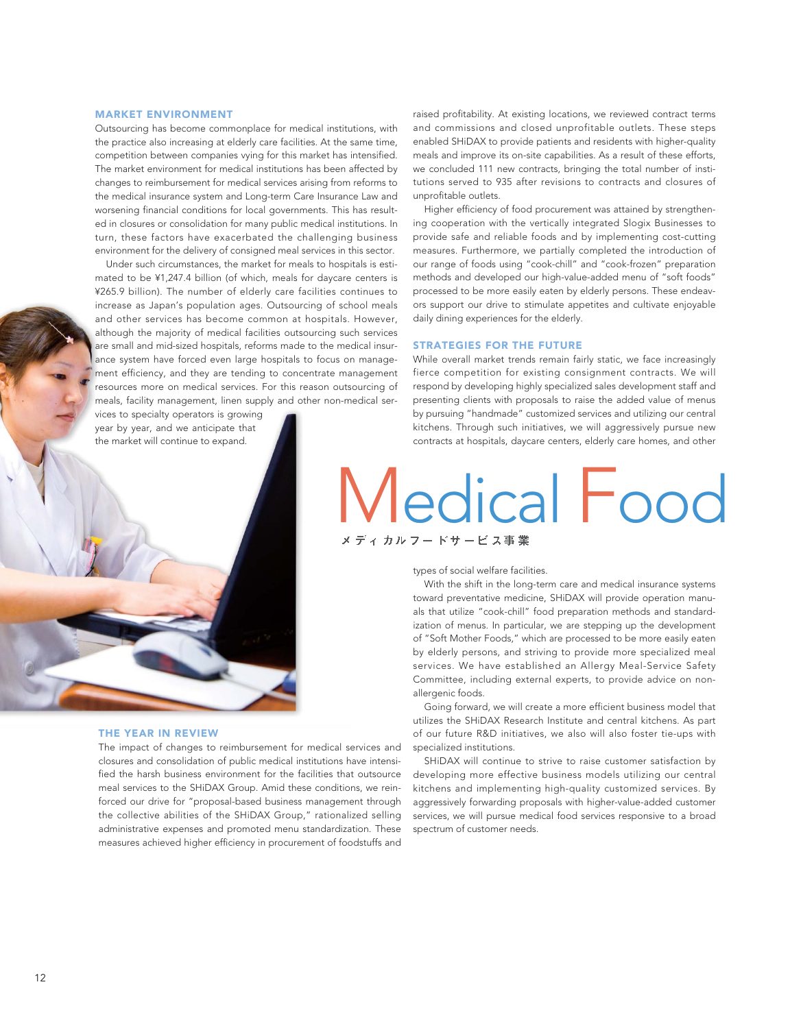# Medical Food

メディカルフードサービス事業

## MARKET ENVIRONMENT

Outsourcing has become commonplace for medical institutions, with the practice also increasing at elderly care facilities. At the same time, competition between companies vying for this market has intensified. The market environment for medical institutions has been affected by changes to reimbursement for medical services arising from reforms to the medical insurance system and Long-term Care Insurance Law and worsening financial conditions for local governments. This has resulted in closures or consolidation for many public medical institutions. In turn, these factors have exacerbated the challenging business environment for the delivery of consigned meal services in this sector.

Under such circumstances, the market for meals to hospitals is estimated to be ¥1,247.4 billion (of which, meals for daycare centers is ¥265.9 billion). The number of elderly care facilities continues to increase as Japan's population ages. Outsourcing of school meals and other services has become common at hospitals. However, although the majority of medical facilities outsourcing such services are small and mid-sized hospitals, reforms made to the medical insurance system have forced even large hospitals to focus on management efficiency, and they are tending to concentrate management resources more on medical services. For this reason outsourcing of meals, facility management, linen supply and other non-medical services to specialty operators is growing year by year, and we anticipate that the market will continue to expand.

## THE YEAR IN REVIEW

The impact of changes to reimbursement for medical services and closures and consolidation of public medical institutions have intensified the harsh business environment for the facilities that outsource meal services to the SHiDAX Group. Amid these conditions, we reinforced our drive for "proposal-based business management through the collective abilities of the SHiDAX Group," rationalized selling administrative expenses and promoted menu standardization. These measures achieved higher efficiency in procurement of foodstuffs and raised profitability. At existing locations, we reviewed contract terms and commissions and closed unprofitable outlets. These steps enabled SHiDAX to provide patients and residents with higher-quality meals and improve its on-site capabilities. As a result of these efforts, we concluded 111 new contracts, bringing the total number of institutions served to 935 after revisions to contracts and closures of unprofitable outlets.

Higher efficiency of food procurement was attained by strengthening cooperation with the vertically integrated Slogix Businesses to provide safe and reliable foods and by implementing cost-cutting measures. Furthermore, we partially completed the introduction of our range of foods using "cook-chill" and "cook-frozen" preparation methods and developed our high-value-added menu of "soft foods" processed to be more easily eaten by elderly persons. These endeavors support our drive to stimulate appetites and cultivate enjoyable daily dining experiences for the elderly.

## STRATEGIES FOR THE FUTURE

While overall market trends remain fairly static, we face increasingly fierce competition for existing consignment contracts. We will respond by developing highly specialized sales development staff and presenting clients with proposals to raise the added value of menus by pursuing "handmade" customized services and utilizing our central kitchens. Through such initiatives, we will aggressively pursue new contracts at hospitals, daycare centers, elderly care homes, and other types of social welfare facilities.

With the shift in the long-term care and medical insurance systems toward preventative medicine, SHiDAX will provide operation manuals that utilize "cook-chill" food preparation methods and standardization of menus. In particular, we are stepping up the development of "Soft Mother Foods," which are processed to be more easily eaten by elderly persons, and striving to provide more specialized meal services. We have established an Allergy Meal-Service Safety Committee, including external experts, to provide advice on non-allergenic foods.

Going forward, we will create a more efficient business model that utilizes the SHiDAX Research Institute and central kitchens. As part of our future R&D initiatives, we also will also foster tie-ups with specialized institutions.

SHiDAX will continue to strive to raise customer satisfaction by developing more effective business models utilizing our central kitchens and implementing high-quality customized services. By aggressively forwarding proposals with higher-value-added customer services, we will pursue medical food services responsive to a broad spectrum of customer needs.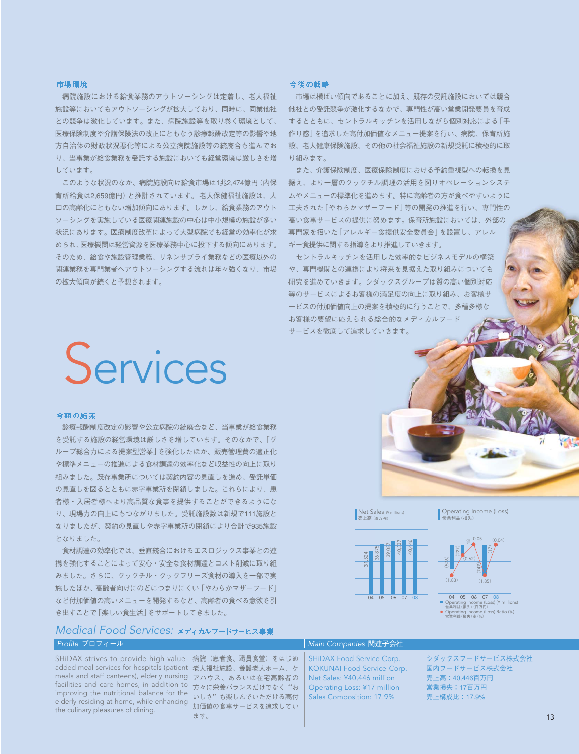### 市場環境

病院施設における給食業務のアウトソーシングは定着し、老人福祉施設等においてもアウトソーシングが拡大しており、同時に、同業他社との競争は激化しています。また、病院施設等を取り巻く環境として、医療保険制度や介護保険法の改正にともなう診療報酬改定等の影響や地方自治体の財政状況悪化等による公立病院施設等の統廃合も進んでおり、当事業が給食業務を受託する施設においても経営環境は厳しさを増しています。

このような状況のなか、病院施設向け給食市場は1兆2,474億円（内保育所給食は2,659億円）と推計されています。老人保健福祉施設は、人口の高齢化にともない増加傾向にあります。しかし、給食業務のアウトソーシングを実施している医療関連施設の中心は中小規模の施設が多い状況にあります。医療制度改革によって大型病院でも経営の効率化が求められ、医療機関は経営資源を医療業務中心に投下する傾向にあります。そのため、給食や施設管理業務、リネンサプライ業務などの医療以外の関連業務を専門業者へアウトソーシングする流れは年々強くなり、市場の拡大傾向が続くと予想されます。

### 今後の戦略

市場は横ばい傾向であることに加え、既存の受託施設においては競合他社との受託競争が激化するなかで、専門性が高い営業開発要員を育成するとともに、セントラルキッチンを活用しながら個別対応による「手作り感」を追求した高付加価値なメニュー提案を行い、病院、保育所施設、老人健康保険施設、その他の社会福祉施設の新規受託に積極的に取り組みます。

また、介護保険制度、医療保険制度における予約重視型への転換を見据え、より一層のクックチル調理の活用を図りオペレーションシステムやメニューの標準化を進めます。特に高齢者の方が食べやすいように工夫された「やわらかマザーフード」等の開発の推進を行い、専門性の高い食事サービスの提供に努めます。保育所施設においては、外部の専門家を招いた「アレルギー食提供安全委員会」を設置し、アレルギー食提供に関する指導をより推進していきます。

セントラルキッチンを活用した効率的なビジネスモデルの構築や、専門機関との連携により将来を見据えた取り組みについても研究を進めていきます。シダックスグループは質の高い個別対応等のサービスによるお客様の満足度の向上に取り組み、お客様サービスの付加価値向上の提案を積極的に行うことで、多種多様なお客様の要望に応えられる総合的なメディカルフードサービスを徹底して追求していきます。

# Services

### 今期の施策

診療報酬制度改定の影響や公立病院の統廃合など、当事業が給食業務を受託する施設の経営環境は厳しさを増しています。そのなかで、「グループ総合力による提案型営業」を強化したほか、販売管理費の適正化や標準メニューの推進による食材調達の効率化など収益性の向上に取り組みました。既存事業所については契約内容の見直しを進め、受託単価の見直しを図るとともに赤字事業所を閉鎖しました。これらにより、患者様・入居者様へより高品質な食事を提供することができるようになり、現場力の向上にもつながりました。受託施設数は新規で111施設となりましたが、契約の見直しや赤字事業所の閉鎖により合計で935施設となりました。

食材調達の効率化では、垂直統合におけるエスロジックス事業との連携を強化することによって安心・安全な食材調達とコスト削減に取り組みました。さらに、クックチル・クックフリーズ食材の導入を一部で実施したほか、高齢者向けにのどにつまりにくい「やわらかマザーフード」など付加価値の高いメニューを開発するなど、高齢者の食べる意欲を引き出すことで「楽しい食生活」をサポートしてきました。

**Net Sales** (¥ millions) 売上高（百万円）

| | 04 | 05 | 06 | 07 | 08 |
|---|---|---|---|---|---|
| Net Sales | 31,524 | 36,875 | 39,087 | 40,337 | 40,446 |

**Operating Income (Loss)** 営業利益（損失）

| | 04 | 05 | 06 | 07 | 08 |
|---|---|---|---|---|---|
| Operating Income (Loss) (¥ millions) 営業利益（損失）（百万円） | (576) | (227) | 18 | (742) | (17) |
| Operating Income (Loss) Ratio (%) 営業利益（損失）率（%） | (1.83) | (0.62) | 0.05 | (1.85) | (0.04) |

## *Medical Food Services:* メディカルフードサービス事業

### *Profile* プロフィール

SHiDAX strives to provide high-value-added meal services for hospitals (patient meals and staff canteens), elderly nursing facilities and care homes, in addition to improving the nutritional balance for the elderly residing at home, while enhancing the culinary pleasures of dining.

病院（患者食、職員食堂）をはじめ老人福祉施設、養護老人ホーム、ケアハウス、あるいは在宅高齢者の方々に栄養バランスだけでなく"おいしさ"も楽しんでいただける高付加価値の食事サービスを追求しています。

### *Main Companies* 関連子会社

SHiDAX Food Service Corp.
KOKUNAI Food Service Corp.
Net Sales: ¥40,446 million
Operating Loss: ¥17 million
Sales Composition: 17.9%

シダックスフードサービス株式会社
国内フードサービス株式会社
売上高：40,446百万円
営業損失：17百万円
売上構成比：17.9%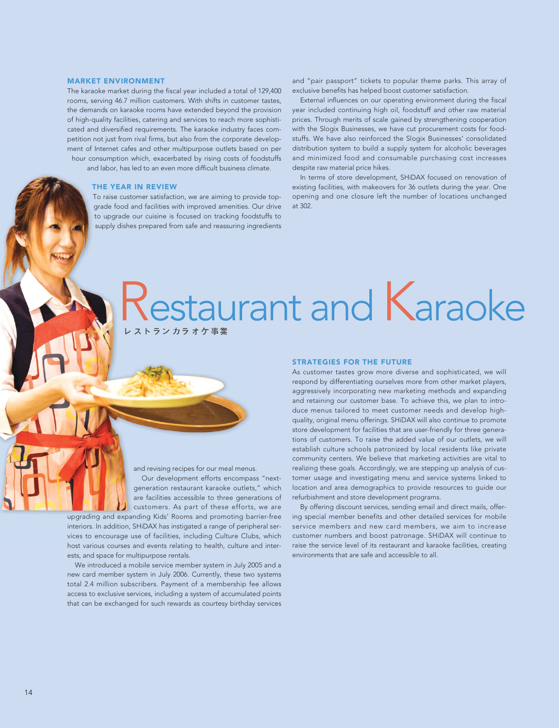# Restaurant and Karaoke

レストランカラオケ事業

## MARKET ENVIRONMENT

The karaoke market during the fiscal year included a total of 129,400 rooms, serving 46.7 million customers. With shifts in customer tastes, the demands on karaoke rooms have extended beyond the provision of high-quality facilities, catering and services to reach more sophisticated and diversified requirements. The karaoke industry faces competition not just from rival firms, but also from the corporate development of Internet cafes and other multipurpose outlets based on per hour consumption which, exacerbated by rising costs of foodstuffs and labor, has led to an even more difficult business climate.

## THE YEAR IN REVIEW

To raise customer satisfaction, we are aiming to provide top-grade food and facilities with improved amenities. Our drive to upgrade our cuisine is focused on tracking foodstuffs to supply dishes prepared from safe and reassuring ingredients and revising recipes for our meal menus.

Our development efforts encompass "next-generation restaurant karaoke outlets," which are facilities accessible to three generations of customers. As part of these efforts, we are upgrading and expanding Kids' Rooms and promoting barrier-free interiors. In addition, SHiDAX has instigated a range of peripheral services to encourage use of facilities, including Culture Clubs, which host various courses and events relating to health, culture and interests, and space for multipurpose rentals.

We introduced a mobile service member system in July 2005 and a new card member system in July 2006. Currently, these two systems total 2.4 million subscribers. Payment of a membership fee allows access to exclusive services, including a system of accumulated points that can be exchanged for such rewards as courtesy birthday services and "pair passport" tickets to popular theme parks. This array of exclusive benefits has helped boost customer satisfaction.

External influences on our operating environment during the fiscal year included continuing high oil, foodstuff and other raw material prices. Through merits of scale gained by strengthening cooperation with the Slogix Businesses, we have cut procurement costs for foodstuffs. We have also reinforced the Slogix Businesses' consolidated distribution system to build a supply system for alcoholic beverages and minimized food and consumable purchasing cost increases despite raw material price hikes.

In terms of store development, SHiDAX focused on renovation of existing facilities, with makeovers for 36 outlets during the year. One opening and one closure left the number of locations unchanged at 302.

## STRATEGIES FOR THE FUTURE

As customer tastes grow more diverse and sophisticated, we will respond by differentiating ourselves more from other market players, aggressively incorporating new marketing methods and expanding and retaining our customer base. To achieve this, we plan to introduce menus tailored to meet customer needs and develop high-quality, original menu offerings. SHiDAX will also continue to promote store development for facilities that are user-friendly for three generations of customers. To raise the added value of our outlets, we will establish culture schools patronized by local residents like private community centers. We believe that marketing activities are vital to realizing these goals. Accordingly, we are stepping up analysis of customer usage and investigating menu and service systems linked to location and area demographics to provide resources to guide our refurbishment and store development programs.

By offering discount services, sending email and direct mails, offering special member benefits and other detailed services for mobile service members and new card members, we aim to increase customer numbers and boost patronage. SHiDAX will continue to raise the service level of its restaurant and karaoke facilities, creating environments that are safe and accessible to all.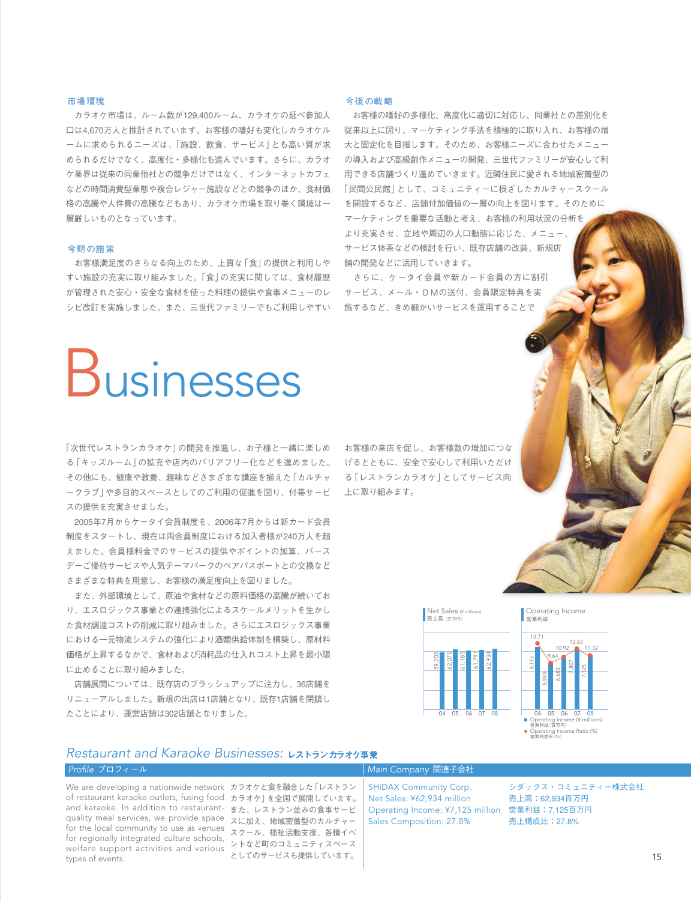## 市場環境

カラオケ市場は、ルーム数が129,400ルーム、カラオケの延べ参加人口は4,670万人と推計されています。お客様の嗜好も変化しカラオケルームに求められるニーズは、「施設、飲食、サービス」とも高い質が求められるだけでなく、高度化・多様化も進んでいます。さらに、カラオケ業界は従来の同業他社との競争だけではなく、インターネットカフェなどの時間消費型業態や複合レジャー施設などとの競争のほか、食材価格の高騰や人件費の高騰などもあり、カラオケ市場を取り巻く環境は一層厳しいものとなっています。

## 今期の施策

お客様満足度のさらなる向上のため、上質な「食」の提供と利用しやすい施設の充実に取り組みました。「食」の充実に関しては、食材履歴が管理された安心・安全な食材を使った料理の提供や食事メニューのレシピ改訂を実施しました。また、三世代ファミリーでもご利用しやすい「次世代レストランカラオケ」の開発を推進し、お子様と一緒に楽しめる「キッズルーム」の拡充や店内のバリアフリー化などを進めました。その他にも、健康や教養、趣味などさまざまな講座を揃えた「カルチャークラブ」や多目的スペースとしてのご利用の促進を図り、付帯サービスの提供を充実させました。

2005年7月からケータイ会員制度を、2006年7月からは新カード会員制度をスタートし、現在は両会員制度における加入者様が240万人を超えました。会員様料金でのサービスの提供やポイントの加算、バースデーご優待サービスや人気テーマパークのペアパスポートとの交換などさまざまな特典を用意し、お客様の満足度向上を図りました。

また、外部環境として、原油や食材などの原料価格の高騰が続いており、エスロジックス事業との連携強化によるスケールメリットを生かした食材調達コストの削減に取り組みました。さらにエスロジックス事業における一元物流システムの強化により酒類供給体制を構築し、原材料価格が上昇するなかで、食材および消耗品の仕入れコスト上昇を最小限に止めることに取り組みました。

店舗展開については、既存店のブラッシュアップに注力し、36店舗をリニューアルしました。新規の出店は1店舗となり、既存1店舗を閉鎖したことにより、運営店舗は302店舗となりました。

## 今後の戦略

お客様の嗜好の多様化、高度化に適切に対応し、同業社との差別化を従来以上に図り、マーケティング手法を積極的に取り入れ、お客様の増大と固定化を目指します。そのため、お客様ニーズに合わせたメニューの導入および高級創作メニューの開発、三世代ファミリーが安心して利用できる店舗づくり進めていきます。近隣住民に愛される地域密着型の「民間公民館」として、コミュニティーに根ざしたカルチャースクールを開設するなど、店舗付加価値の一層の向上を図ります。そのためにマーケティングを重要な活動と考え、お客様の利用状況の分析をより充実させ、立地や周辺の人口動態に応じた、メニュー、サービス体系などの検討を行い、既存店舗の改装、新規店舗の開発などに活用していきます。

さらに、ケータイ会員や新カード会員の方に割引サービス、メール・DMの送付、会員限定特典を実施するなど、きめ細かいサービスを運用することでお客様の来店を促し、お客様数の増加につなげるとともに、安全で安心して利用いただける「レストランカラオケ」としてサービス向上に取り組みます。

# Businesses

**Net Sales** (¥ millions) 売上高（百万円）

| | 04 | 05 | 06 | 07 | 08 |
|---|---|---|---|---|---|
| Net Sales | 59,203 | 62,075 | 61,185 | 61,791 | 62,934 |

**Operating Income** 営業利益

| | 04 | 05 | 06 | 07 | 08 |
|---|---|---|---|---|---|
| Operating Income (¥ millions) 営業利益（百万円） | 8,115 | 5,985 | 6,683 | 7,807 | 7,125 |
| Operating Income Ratio (%) 営業利益率（%） | 13.71 | 9.64 | 10.92 | 12.63 | 11.32 |

## Restaurant and Karaoke Businesses: レストランカラオケ事業

### Profile プロフィール

We are developing a nationwide network of restaurant karaoke outlets, fusing food and karaoke. In addition to restaurant-quality meal services, we provide space for the local community to use as venues for regionally integrated culture schools, welfare support activities and various types of events.

カラオケと食を融合した「レストランカラオケ」を全国で展開しています。また、レストラン並みの食事サービスに加え、地域密着型のカルチャースクール、福祉活動支援、各種イベントなど町のコミュニティスペースとしてのサービスも提供しています。

### Main Company 関連子会社

| | |
|---|---|
| SHiDAX Community Corp. | シダックス・コミュニティー株式会社 |
| Net Sales: ¥62,934 million | 売上高：62,934百万円 |
| Operating Income: ¥7,125 million | 営業利益：7,125百万円 |
| Sales Composition: 27.8% | 売上構成比：27.8% |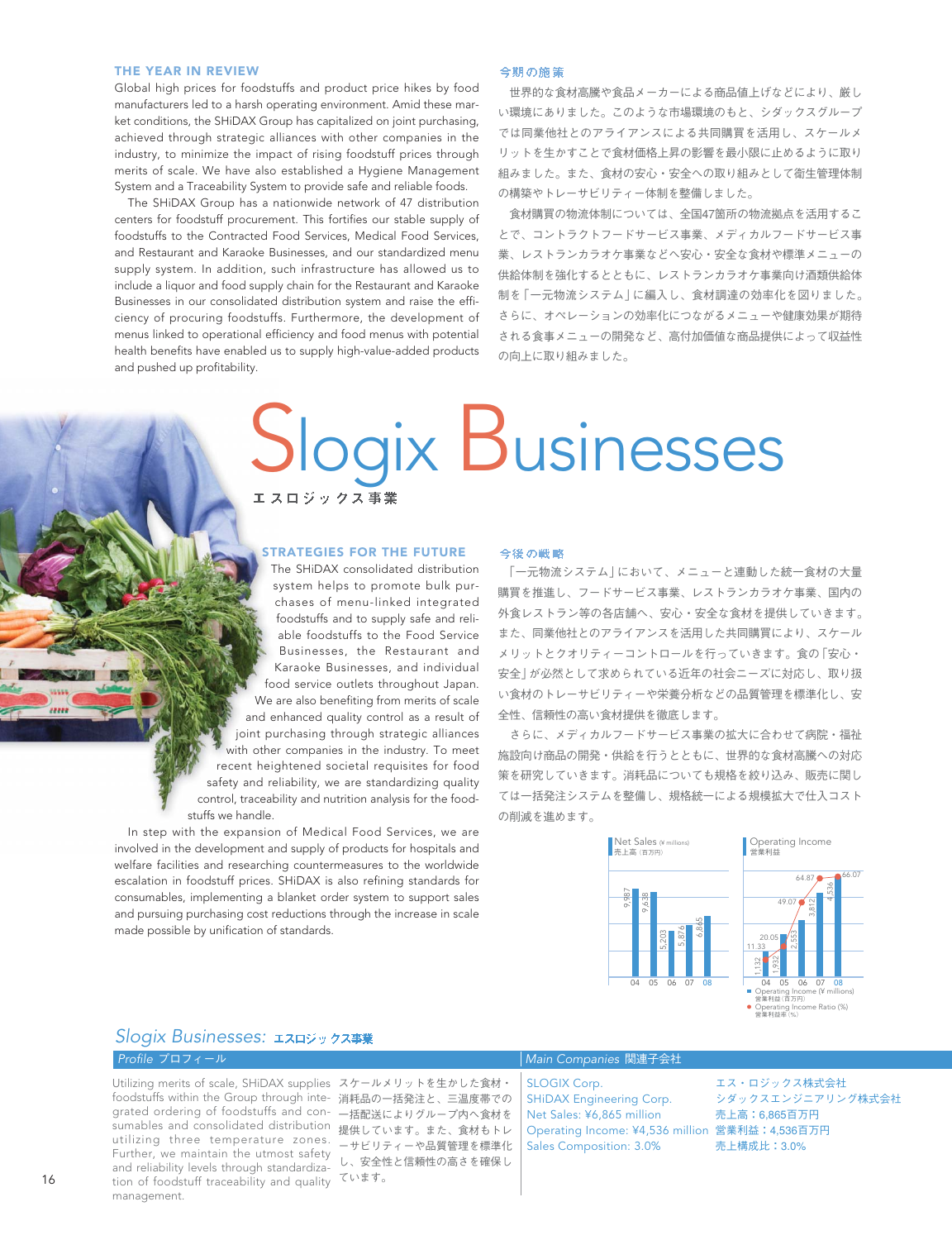## THE YEAR IN REVIEW

Global high prices for foodstuffs and product price hikes by food manufacturers led to a harsh operating environment. Amid these market conditions, the SHiDAX Group has capitalized on joint purchasing, achieved through strategic alliances with other companies in the industry, to minimize the impact of rising foodstuff prices through merits of scale. We have also established a Hygiene Management System and a Traceability System to provide safe and reliable foods.

The SHiDAX Group has a nationwide network of 47 distribution centers for foodstuff procurement. This fortifies our stable supply of foodstuffs to the Contracted Food Services, Medical Food Services, and Restaurant and Karaoke Businesses, and our standardized menu supply system. In addition, such infrastructure has allowed us to include a liquor and food supply chain for the Restaurant and Karaoke Businesses in our consolidated distribution system and raise the efficiency of procuring foodstuffs. Furthermore, the development of menus linked to operational efficiency and food menus with potential health benefits have enabled us to supply high-value-added products and pushed up profitability.

## 今期の施策

世界的な食材高騰や食品メーカーによる商品値上げなどにより、厳しい環境にありました。このような市場環境のもと、シダックスグループでは同業他社とのアライアンスによる共同購買を活用し、スケールメリットを生かすことで食材価格上昇の影響を最小限に止めるように取り組みました。また、食材の安心・安全への取り組みとして衛生管理体制の構築やトレーサビリティー体制を整備しました。

食材購買の物流体制については、全国47箇所の物流拠点を活用することで、コントラクトフードサービス事業、メディカルフードサービス事業、レストランカラオケ事業などへ安心・安全な食材や標準メニューの供給体制を強化するとともに、レストランカラオケ事業向け酒類供給体制を「一元物流システム」に編入し、食材調達の効率化を図りました。さらに、オペレーションの効率化につながるメニューや健康効果が期待される食事メニューの開発など、高付加価値な商品提供によって収益性の向上に取り組みました。

# Slogix Businesses

エスロジックス事業

## STRATEGIES FOR THE FUTURE

The SHiDAX consolidated distribution system helps to promote bulk purchases of menu-linked integrated foodstuffs and to supply safe and reliable foodstuffs to the Food Service Businesses, the Restaurant and Karaoke Businesses, and individual food service outlets throughout Japan. We are also benefiting from merits of scale and enhanced quality control as a result of joint purchasing through strategic alliances with other companies in the industry. To meet recent heightened societal requisites for food safety and reliability, we are standardizing quality control, traceability and nutrition analysis for the foodstuffs we handle.

In step with the expansion of Medical Food Services, we are involved in the development and supply of products for hospitals and welfare facilities and researching countermeasures to the worldwide escalation in foodstuff prices. SHiDAX is also refining standards for consumables, implementing a blanket order system to support sales and pursuing purchasing cost reductions through the increase in scale made possible by unification of standards.

## 今後の戦略

「一元物流システム」において、メニューと連動した統一食材の大量購買を推進し、フードサービス事業、レストランカラオケ事業、国内の外食レストラン等の各店舗へ、安心・安全な食材を提供していきます。また、同業他社とのアライアンスを活用した共同購買により、スケールメリットとクオリティーコントロールを行っていきます。食の「安心・安全」が必然として求められている近年の社会ニーズに対応し、取り扱い食材のトレーサビリティーや栄養分析などの品質管理を標準化し、安全性、信頼性の高い食材提供を徹底します。

さらに、メディカルフードサービス事業の拡大に合わせて病院・福祉施設向け商品の開発・供給を行うとともに、世界的な食材高騰への対応策を研究していきます。消耗品についても規格を絞り込み、販売に関しては一括発注システムを整備し、規格統一による規模拡大で仕入コストの削減を進めます。

**Net Sales** (¥ millions) 売上高（百万円）

| 04 | 05 | 06 | 07 | 08 |
|---|---|---|---|---|
| 9,987 | 9,638 | 5,203 | 5,876 | 6,865 |

**Operating Income** 営業利益

| | 04 | 05 | 06 | 07 | 08 |
|---|---|---|---|---|---|
| Operating Income (¥ millions) 営業利益（百万円） | 1,132 | 1,932 | 2,553 | 3,812 | 4,536 |
| Operating Income Ratio (%) 営業利益率（%） | 11.33 | 20.05 | 49.07 | 64.87 | 66.07 |

## Slogix Businesses: エスロジックス事業

### Profile プロフィール

Utilizing merits of scale, SHiDAX supplies foodstuffs within the Group through integrated ordering of foodstuffs and consumables and consolidated distribution utilizing three temperature zones. Further, we maintain the utmost safety and reliability levels through standardization of foodstuff traceability and quality management.

スケールメリットを生かした食材・消耗品の一括発注と、三温度帯での一括配送によりグループ内へ食材を提供しています。また、食材もトレーサビリティーや品質管理を標準化し、安全性と信頼性の高さを確保しています。

### Main Companies 関連子会社

SLOGIX Corp. エス・ロジックス株式会社
SHiDAX Engineering Corp. シダックスエンジニアリング株式会社

Net Sales: ¥6,865 million 売上高：6,865百万円
Operating Income: ¥4,536 million 営業利益：4,536百万円
Sales Composition: 3.0% 売上構成比：3.0%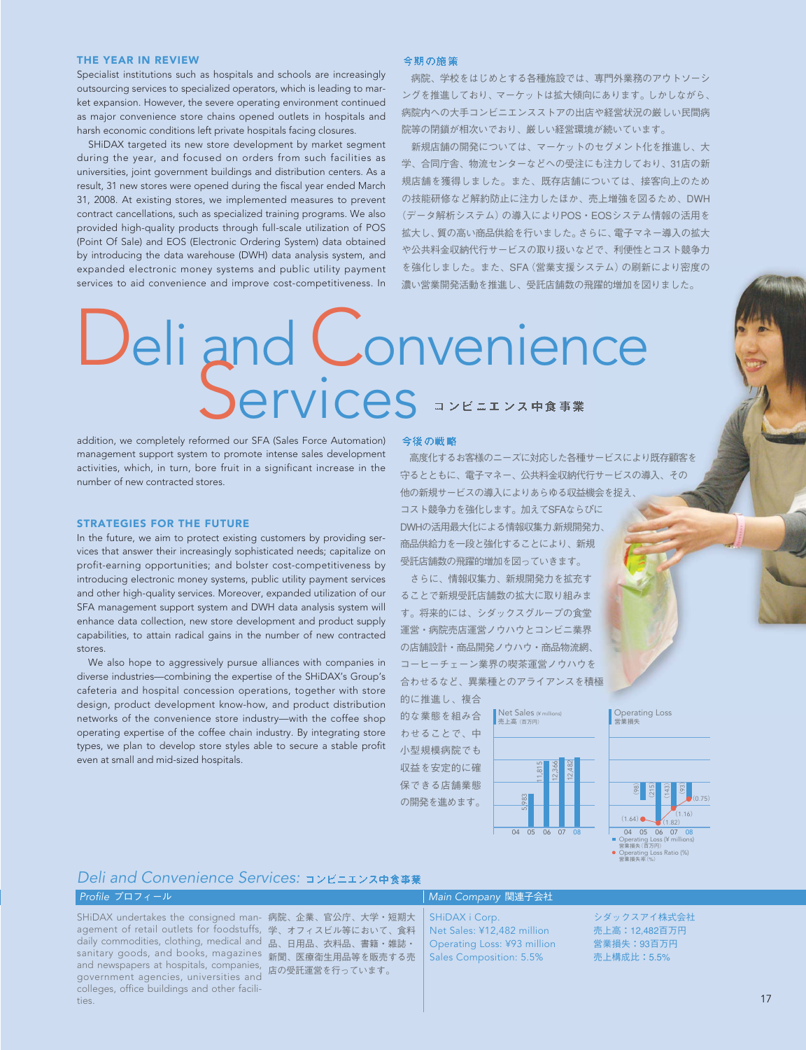# Deli and Convenience Services コンビニエンス中食事業

### THE YEAR IN REVIEW

Specialist institutions such as hospitals and schools are increasingly outsourcing services to specialized operators, which is leading to market expansion. However, the severe operating environment continued as major convenience store chains opened outlets in hospitals and harsh economic conditions left private hospitals facing closures.

SHiDAX targeted its new store development by market segment during the year, and focused on orders from such facilities as universities, joint government buildings and distribution centers. As a result, 31 new stores were opened during the fiscal year ended March 31, 2008. At existing stores, we implemented measures to prevent contract cancellations, such as specialized training programs. We also provided high-quality products through full-scale utilization of POS (Point Of Sale) and EOS (Electronic Ordering System) data obtained by introducing the data warehouse (DWH) data analysis system, and expanded electronic money systems and public utility payment services to aid convenience and improve cost-competitiveness. In addition, we completely reformed our SFA (Sales Force Automation) management support system to promote intense sales development activities, which, in turn, bore fruit in a significant increase in the number of new contracted stores.

### 今期の施策

病院、学校をはじめとする各種施設では、専門外業務のアウトソーシングを推進しており、マーケットは拡大傾向にあります。しかしながら、病院内への大手コンビニエンスストアの出店や経営状況の厳しい民間病院等の閉鎖が相次いでおり、厳しい経営環境が続いています。

新規店舗の開発については、マーケットのセグメント化を推進し、大学、合同庁舎、物流センターなどへの受注にも注力しており、31店の新規店舗を獲得しました。また、既存店舗については、接客向上のための技能研修など解約防止に注力したほか、売上増強を図るため、DWH（データ解析システム）の導入によりPOS・EOSシステム情報の活用を拡大し、質の高い商品供給を行いました。さらに、電子マネー導入の拡大や公共料金収納代行サービスの取り扱いなどで、利便性とコスト競争力を強化しました。また、SFA（営業支援システム）の刷新により密度の濃い営業開発活動を推進し、受託店舗数の飛躍的増加を図りました。

### STRATEGIES FOR THE FUTURE

In the future, we aim to protect existing customers by providing services that answer their increasingly sophisticated needs; capitalize on profit-earning opportunities; and bolster cost-competitiveness by introducing electronic money systems, public utility payment services and other high-quality services. Moreover, expanded utilization of our SFA management support system and DWH data analysis system will enhance data collection, new store development and product supply capabilities, to attain radical gains in the number of new contracted stores.

We also hope to aggressively pursue alliances with companies in diverse industries—combining the expertise of the SHiDAX's Group's cafeteria and hospital concession operations, together with store design, product development know-how, and product distribution networks of the convenience store industry—with the coffee shop operating expertise of the coffee chain industry. By integrating store types, we plan to develop store styles able to secure a stable profit even at small and mid-sized hospitals.

### 今後の戦略

高度化するお客様のニーズに対応した各種サービスにより既存顧客を守るとともに、電子マネー、公共料金収納代行サービスの導入、その他の新規サービスの導入によりあらゆる収益機会を捉え、コスト競争力を強化します。加えてSFAならびにDWHの活用最大化による情報収集力 新規開発力、商品供給力を一段と強化することにより、新規受託店舗数の飛躍的増加を図っていきます。

さらに、情報収集力、新規開発力を拡充することで新規受託店舗数の拡大に取り組みます。将来的には、シダックスグループの食堂運営・病院売店運営ノウハウとコンビニ業界の店舗設計・商品開発ノウハウ・商品物流網、コーヒーチェーン業界の喫茶運営ノウハウを合わせるなど、異業種とのアライアンスを積極的に推進し、複合的な業態を組み合わせることで、中小型規模病院でも収益を安定的に確保できる店舗業態の開発を進めます。

**Net Sales (¥ millions) 売上高（百万円）**

| | 04 | 05 | 06 | 07 | 08 |
|---|---|---|---|---|---|
| Net Sales | | 5,983 | 11,815 | 12,366 | 12,482 |

**Operating Loss 営業損失**

| | 04 | 05 | 06 | 07 | 08 |
|---|---|---|---|---|---|
| Operating Loss (¥ millions) 営業損失（百万円） | (98) | (215) | (143) | (93) | |
| Operating Loss Ratio (%) 営業損失率（%） | (1.64) | (1.82) | (1.16) | (0.75) | |

## *Deli and Convenience Services:* コンビニエンス中食事業

| *Profile* プロフィール | | *Main Company* 関連子会社 | |
|---|---|---|---|
| SHiDAX undertakes the consigned management of retail outlets for foodstuffs, daily commodities, clothing, medical and sanitary goods, and books, magazines and newspapers at hospitals, companies, government agencies, universities and colleges, office buildings and other facilities. | 病院、企業、官公庁、大学・短期大学、オフィスビル等において、食料品、日用品、衣料品、書籍・雑誌・新聞、医療衛生用品等を販売する売店の受託運営を行っています。 | SHiDAX i Corp.<br>Net Sales: ¥12,482 million<br>Operating Loss: ¥93 million<br>Sales Composition: 5.5% | シダックスアイ株式会社<br>売上高：12,482百万円<br>営業損失：93百万円<br>売上構成比：5.5% |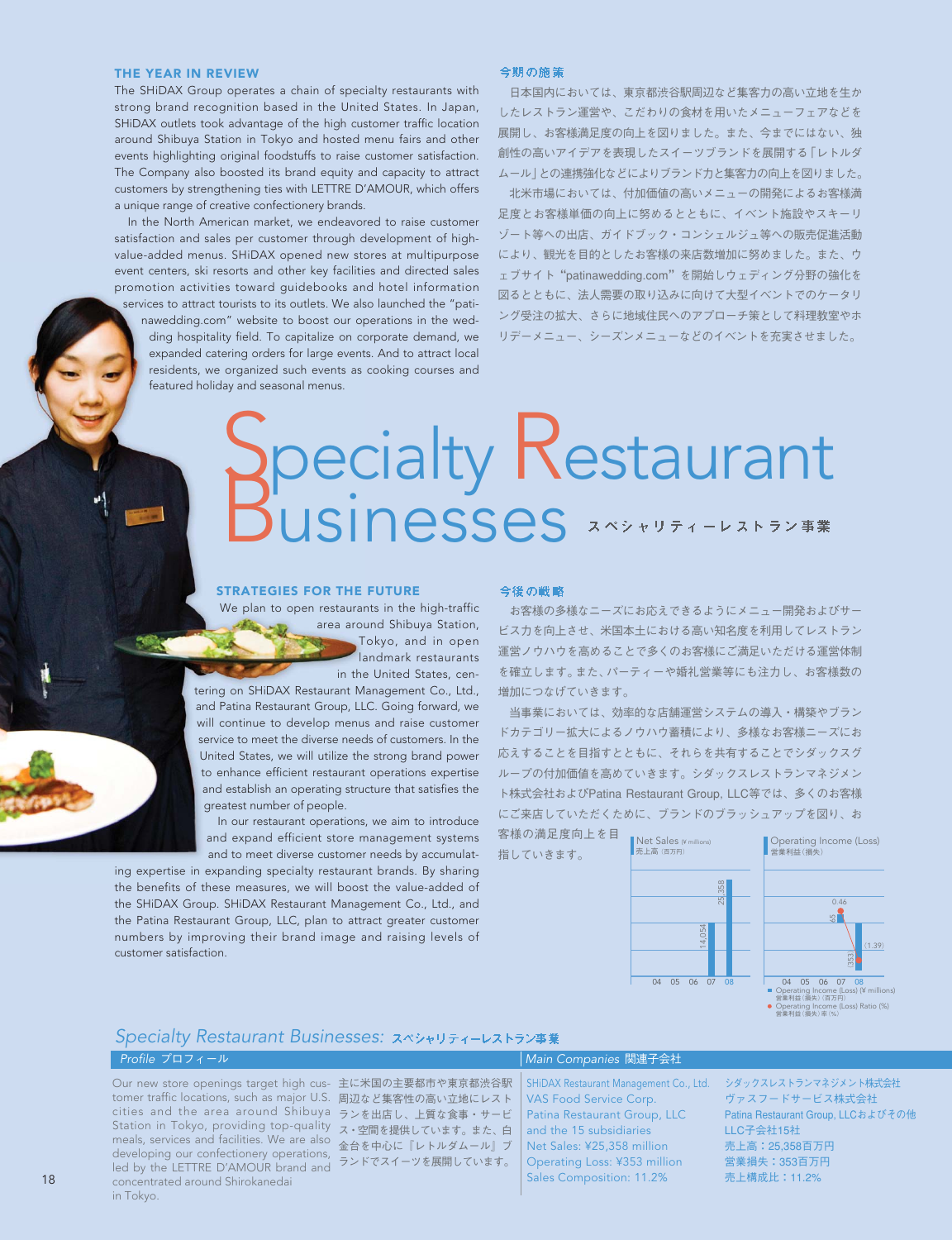## THE YEAR IN REVIEW

The SHiDAX Group operates a chain of specialty restaurants with strong brand recognition based in the United States. In Japan, SHiDAX outlets took advantage of the high customer traffic location around Shibuya Station in Tokyo and hosted menu fairs and other events highlighting original foodstuffs to raise customer satisfaction. The Company also boosted its brand equity and capacity to attract customers by strengthening ties with LETTRE D'AMOUR, which offers a unique range of creative confectionery brands.

In the North American market, we endeavored to raise customer satisfaction and sales per customer through development of high-value-added menus. SHiDAX opened new stores at multipurpose event centers, ski resorts and other key facilities and directed sales promotion activities toward guidebooks and hotel information services to attract tourists to its outlets. We also launched the "patinawedding.com" website to boost our operations in the wedding hospitality field. To capitalize on corporate demand, we expanded catering orders for large events. And to attract local residents, we organized such events as cooking courses and featured holiday and seasonal menus.

## 今期の施策

日本国内においては、東京都渋谷駅周辺など集客力の高い立地を生かしたレストラン運営や、こだわりの食材を用いたメニューフェアなどを展開し、お客様満足度の向上を図りました。また、今までにはない、独創性の高いアイデアを表現したスイーツブランドを展開する「レトルダムール」との連携強化などによりブランド力と集客力の向上を図りました。

北米市場においては、付加価値の高いメニューの開発によるお客様満足度とお客様単価の向上に努めるとともに、イベント施設やスキーリゾート等への出店、ガイドブック・コンシェルジュ等への販売促進活動により、観光を目的としたお客様の来店数増加に努めました。また、ウェブサイト"patinawedding.com"を開始しウェディング分野の強化を図るとともに、法人需要の取り込みに向けて大型イベントでのケータリング受注の拡大、さらに地域住民へのアプローチ策として料理教室やホリデーメニュー、シーズンメニューなどのイベントを充実させました。

# Specialty Restaurant Businesses スペシャリティーレストラン事業

## STRATEGIES FOR THE FUTURE

We plan to open restaurants in the high-traffic area around Shibuya Station, Tokyo, and in open landmark restaurants in the United States, centering on SHiDAX Restaurant Management Co., Ltd., and Patina Restaurant Group, LLC. Going forward, we will continue to develop menus and raise customer service to meet the diverse needs of customers. In the United States, we will utilize the strong brand power to enhance efficient restaurant operations expertise and establish an operating structure that satisfies the greatest number of people.

In our restaurant operations, we aim to introduce and expand efficient store management systems and to meet diverse customer needs by accumulating expertise in expanding specialty restaurant brands. By sharing the benefits of these measures, we will boost the value-added of the SHiDAX Group. SHiDAX Restaurant Management Co., Ltd., and the Patina Restaurant Group, LLC, plan to attract greater customer numbers by improving their brand image and raising levels of customer satisfaction.

## 今後の戦略

お客様の多様なニーズにお応えできるようにメニュー開発およびサービス力を向上させ、米国本土における高い知名度を利用してレストラン運営ノウハウを高めることで多くのお客様にご満足いただける運営体制を確立します。また、パーティーや婚礼営業等にも注力し、お客様数の増加につなげていきます。

当事業においては、効率的な店舗運営システムの導入・構築やブランドカテゴリー拡大によるノウハウ蓄積により、多様なお客様ニーズにお応えすることを目指すとともに、それらを共有することでシダックスグループの付加価値を高めていきます。シダックスレストランマネジメント株式会社およびPatina Restaurant Group, LLC等では、多くのお客様にご来店していただくために、ブランドのブラッシュアップを図り、お客様の満足度向上を目指していきます。

**Net Sales (¥ millions) 売上高（百万円）**

| Year | 04 | 05 | 06 | 07 | 08 |
|---|---|---|---|---|---|
| Net Sales | | | | 14,054 | 25,358 |

**Operating Income (Loss) 営業利益（損失）**

| Year | 04 | 05 | 06 | 07 | 08 |
|---|---|---|---|---|---|
| Operating Income (Loss) (¥ millions) 営業利益（損失）（百万円） | | | | 65 | (353) |
| Operating Income (Loss) Ratio (%) 営業利益（損失）率（%） | | | | 0.46 | (1.39) |

## Specialty Restaurant Businesses: スペシャリティーレストラン事業

### Profile プロフィール

Our new store openings target high customer traffic locations, such as major U.S. cities and the area around Shibuya Station in Tokyo, providing top-quality meals, services and facilities. We are also developing our confectionery operations, led by the LETTRE D'AMOUR brand and concentrated around Shirokanedai in Tokyo.

主に米国の主要都市や東京都渋谷駅周辺など集客性の高い立地にレストランを出店し、上質な食事・サービス・空間を提供しています。また、白金台を中心に『レトルダムール』ブランドでスイーツを展開しています。

### Main Companies 関連子会社

SHiDAX Restaurant Management Co., Ltd.
VAS Food Service Corp.
Patina Restaurant Group, LLC and the 15 subsidiaries
Net Sales: ¥25,358 million
Operating Loss: ¥353 million
Sales Composition: 11.2%

シダックスレストランマネジメント株式会社
ヴァスフードサービス株式会社
Patina Restaurant Group, LLCおよびその他LLC子会社15社
売上高：25,358百万円
営業損失：353百万円
売上構成比：11.2%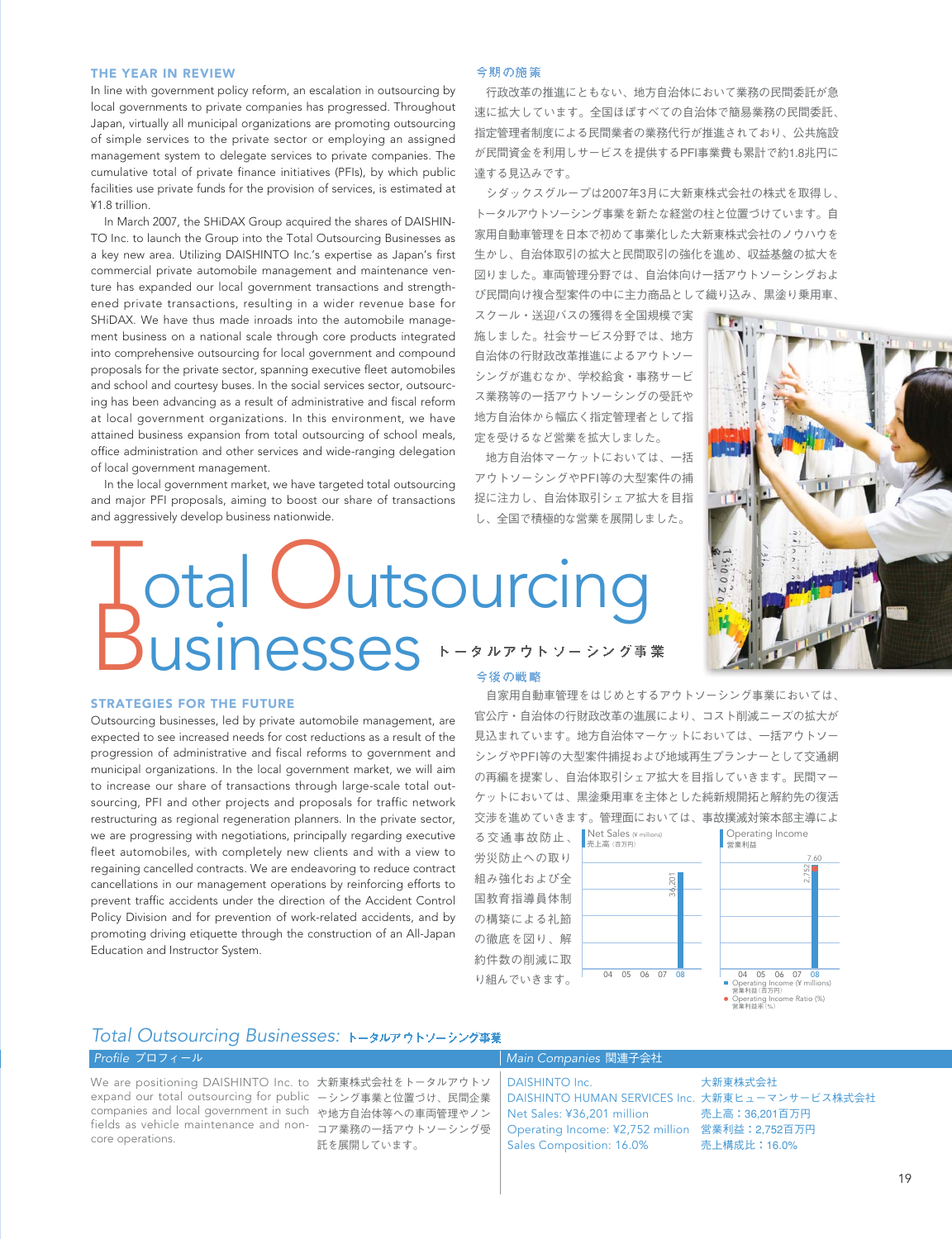# Total Outsourcing Businesses トータルアウトソーシング事業

## THE YEAR IN REVIEW

In line with government policy reform, an escalation in outsourcing by local governments to private companies has progressed. Throughout Japan, virtually all municipal organizations are promoting outsourcing of simple services to the private sector or employing an assigned management system to delegate services to private companies. The cumulative total of private finance initiatives (PFIs), by which public facilities use private funds for the provision of services, is estimated at ¥1.8 trillion.

In March 2007, the SHiDAX Group acquired the shares of DAISHINTO Inc. to launch the Group into the Total Outsourcing Businesses as a key new area. Utilizing DAISHINTO Inc.'s expertise as Japan's first commercial private automobile management and maintenance venture has expanded our local government transactions and strengthened private transactions, resulting in a wider revenue base for SHiDAX. We have thus made inroads into the automobile management business on a national scale through core products integrated into comprehensive outsourcing for local government and compound proposals for the private sector, spanning executive fleet automobiles and school and courtesy buses. In the social services sector, outsourcing has been advancing as a result of administrative and fiscal reform at local government organizations. In this environment, we have attained business expansion from total outsourcing of school meals, office administration and other services and wide-ranging delegation of local government management.

In the local government market, we have targeted total outsourcing and major PFI proposals, aiming to boost our share of transactions and aggressively develop business nationwide.

## 今期の施策

行政改革の推進にともない、地方自治体において業務の民間委託が急速に拡大しています。全国ほぼすべての自治体で簡易業務の民間委託、指定管理者制度による民間業者の業務代行が推進されており、公共施設が民間資金を利用しサービスを提供するPFI事業費も累計で約1.8兆円に達する見込みです。

シダックスグループは2007年3月に大新東株式会社の株式を取得し、トータルアウトソーシング事業を新たな経営の柱と位置づけています。自家用自動車管理を日本で初めて事業化した大新東株式会社のノウハウを生かし、自治体取引の拡大と民間取引の強化を進め、収益基盤の拡大を図りました。車両管理分野では、自治体向け一括アウトソーシングおよび民間向け複合型案件の中に主力商品として織り込み、黒塗り乗用車、スクール・送迎バスの獲得を全国規模で実施しました。社会サービス分野では、地方自治体の行財政改革推進によるアウトソーシングが進むなか、学校給食・事務サービス業務等の一括アウトソーシングの受託や地方自治体から幅広く指定管理者として指定を受けるなど営業を拡大しました。

地方自治体マーケットにおいては、一括アウトソーシングやPFI等の大型案件の捕捉に注力し、自治体取引シェア拡大を目指し、全国で積極的な営業を展開しました。

## STRATEGIES FOR THE FUTURE

Outsourcing businesses, led by private automobile management, are expected to see increased needs for cost reductions as a result of the progression of administrative and fiscal reforms to government and municipal organizations. In the local government market, we will aim to increase our share of transactions through large-scale total outsourcing, PFI and other projects and proposals for traffic network restructuring as regional regeneration planners. In the private sector, we are progressing with negotiations, principally regarding executive fleet automobiles, with completely new clients and with a view to regaining cancelled contracts. We are endeavoring to reduce contract cancellations in our management operations by reinforcing efforts to prevent traffic accidents under the direction of the Accident Control Policy Division and for prevention of work-related accidents, and by promoting driving etiquette through the construction of an All-Japan Education and Instructor System.

## 今後の戦略

自家用自動車管理をはじめとするアウトソーシング事業においては、官公庁・自治体の行財政改革の進展により、コスト削減ニーズの拡大が見込まれています。地方自治体マーケットにおいては、一括アウトソーシングやPFI等の大型案件捕捉および地域再生プランナーとして交通網の再編を提案し、自治体取引シェア拡大を目指していきます。民間マーケットにおいては、黒塗乗用車を主体とした純新規開拓と解約先の復活交渉を進めていきます。管理面においては、事故撲滅対策本部主導による交通事故防止、労災防止への取り組み強化および全国教育指導員体制の構築による礼節の徹底を図り、解約件数の削減に取り組んでいきます。

Net Sales (¥ millions) 売上高（百万円）
36,201
04 05 06 07 08

Operating Income 営業利益
7.60
2,752
04 05 06 07 08
Operating Income (¥ millions) 営業利益（百万円）
Operating Income Ratio (%) 営業利益率（%）

## *Total Outsourcing Businesses:* トータルアウトソーシング事業

### *Profile* プロフィール

We are positioning DAISHINTO Inc. to expand our total outsourcing for public companies and local government in such fields as vehicle maintenance and non-core operations.

大新東株式会社をトータルアウトソーシング事業と位置づけ、民間企業や地方自治体等への車両管理やノンコア業務の一括アウトソーシング受託を展開しています。

### *Main Companies* 関連子会社

DAISHINTO Inc. 大新東株式会社
DAISHINTO HUMAN SERVICES Inc. 大新東ヒューマンサービス株式会社
Net Sales: ¥36,201 million 売上高：36,201百万円
Operating Income: ¥2,752 million 営業利益：2,752百万円
Sales Composition: 16.0% 売上構成比：16.0%